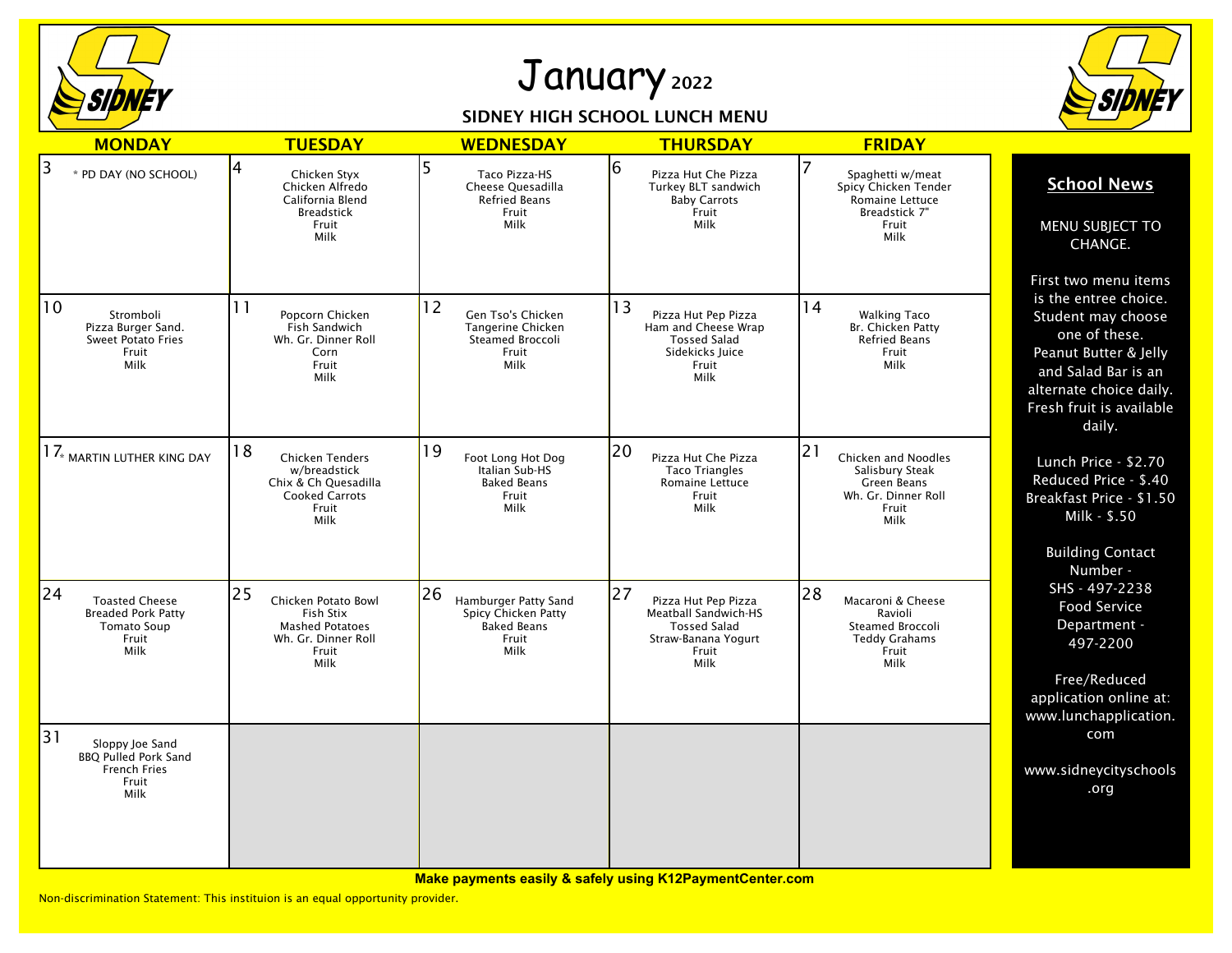# January 2022

## SIDNEY HIGH SCHOOL LUNCH MENU

| MONDAY | TUESDAY | WEDNESDAY | THURSDAY | FRIDAY |
|---|---|---|---|---|
| 3<br>* PD DAY (NO SCHOOL) | 4<br>Chicken Styx<br>Chicken Alfredo<br>California Blend<br>Breadstick<br>Fruit<br>Milk | 5<br>Taco Pizza-HS<br>Cheese Quesadilla<br>Refried Beans<br>Fruit<br>Milk | 6<br>Pizza Hut Che Pizza<br>Turkey BLT sandwich<br>Baby Carrots<br>Fruit<br>Milk | 7<br>Spaghetti w/meat<br>Spicy Chicken Tender<br>Romaine Lettuce<br>Breadstick 7"<br>Fruit<br>Milk |
| 10<br>Stromboli<br>Pizza Burger Sand.<br>Sweet Potato Fries<br>Fruit<br>Milk | 11<br>Popcorn Chicken<br>Fish Sandwich<br>Wh. Gr. Dinner Roll<br>Corn<br>Fruit<br>Milk | 12<br>Gen Tso's Chicken<br>Tangerine Chicken<br>Steamed Broccoli<br>Fruit<br>Milk | 13<br>Pizza Hut Pep Pizza<br>Ham and Cheese Wrap<br>Tossed Salad<br>Sidekicks Juice<br>Fruit<br>Milk | 14<br>Walking Taco<br>Br. Chicken Patty<br>Refried Beans<br>Fruit<br>Milk |
| 17<br>* MARTIN LUTHER KING DAY | 18<br>Chicken Tenders w/breadstick<br>Chix & Ch Quesadilla<br>Cooked Carrots<br>Fruit<br>Milk | 19<br>Foot Long Hot Dog<br>Italian Sub-HS<br>Baked Beans<br>Fruit<br>Milk | 20<br>Pizza Hut Che Pizza<br>Taco Triangles<br>Romaine Lettuce<br>Fruit<br>Milk | 21<br>Chicken and Noodles<br>Salisbury Steak<br>Green Beans<br>Wh. Gr. Dinner Roll<br>Fruit<br>Milk |
| 24<br>Toasted Cheese<br>Breaded Pork Patty<br>Tomato Soup<br>Fruit<br>Milk | 25<br>Chicken Potato Bowl<br>Fish Stix<br>Mashed Potatoes<br>Wh. Gr. Dinner Roll<br>Fruit<br>Milk | 26<br>Hamburger Patty Sand<br>Spicy Chicken Patty<br>Baked Beans<br>Fruit<br>Milk | 27<br>Pizza Hut Pep Pizza<br>Meatball Sandwich-HS<br>Tossed Salad<br>Straw-Banana Yogurt<br>Fruit<br>Milk | 28<br>Macaroni & Cheese<br>Ravioli<br>Steamed Broccoli<br>Teddy Grahams<br>Fruit<br>Milk |
| 31<br>Sloppy Joe Sand<br>BBQ Pulled Pork Sand<br>French Fries<br>Fruit<br>Milk | | | | |

### School News

MENU SUBJECT TO CHANGE.

First two menu items is the entree choice. Student may choose one of these. Peanut Butter & Jelly and Salad Bar is an alternate choice daily. Fresh fruit is available daily.

Lunch Price - $2.70
Reduced Price - $.40
Breakfast Price - $1.50
Milk - $.50

Building Contact Number -
SHS - 497-2238
Food Service Department - 497-2200

Free/Reduced application online at: www.lunchapplication.com

www.sidneycityschools.org

**Make payments easily & safely using K12PaymentCenter.com**

Non-discrimination Statement: This instituion is an equal opportunity provider.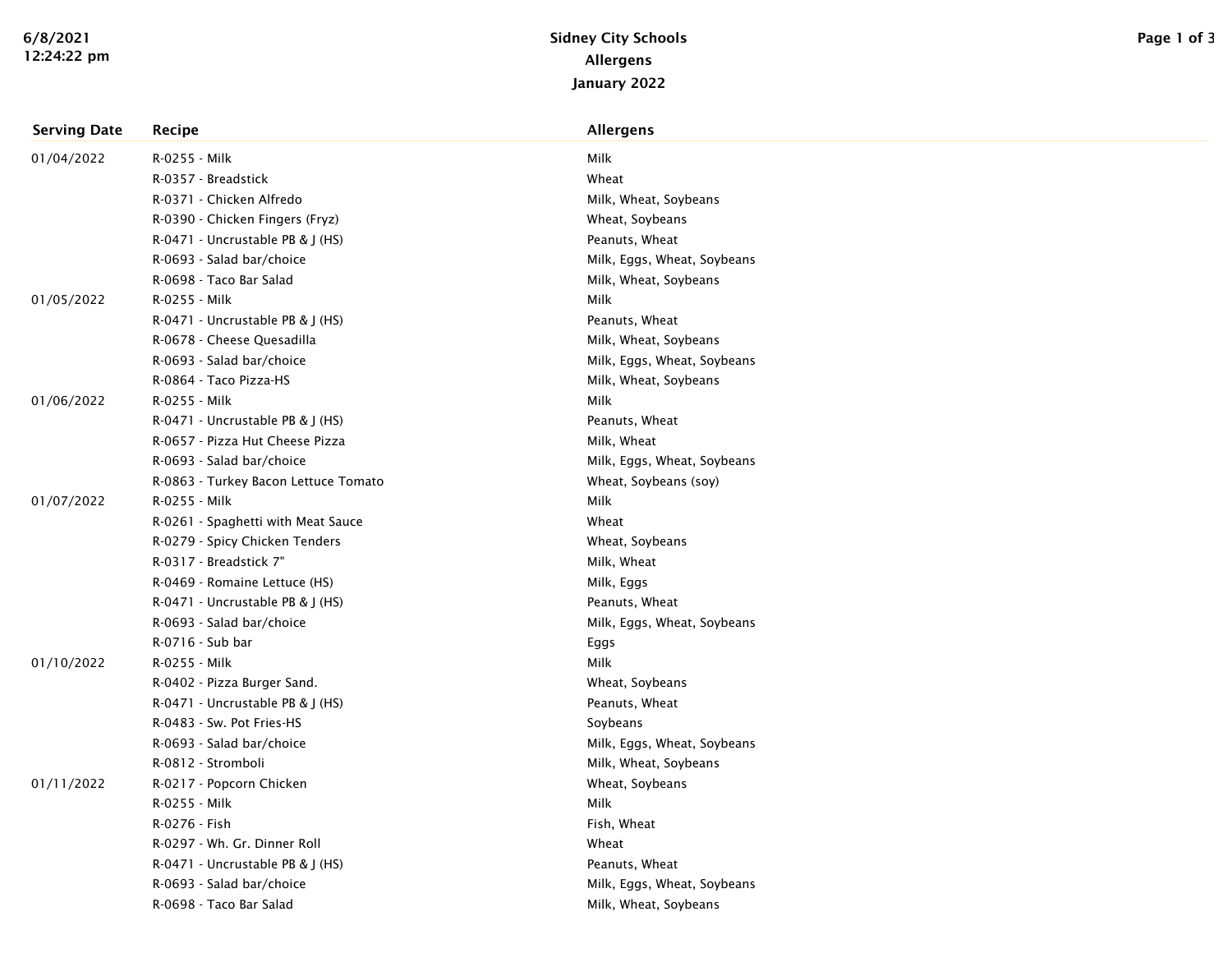Sidney City Schools
Allergens
January 2022

| Serving Date | Recipe | Allergens |
|---|---|---|
| 01/04/2022 | R-0255 - Milk | Milk |
| | R-0357 - Breadstick | Wheat |
| | R-0371 - Chicken Alfredo | Milk, Wheat, Soybeans |
| | R-0390 - Chicken Fingers (Fryz) | Wheat, Soybeans |
| | R-0471 - Uncrustable PB & J (HS) | Peanuts, Wheat |
| | R-0693 - Salad bar/choice | Milk, Eggs, Wheat, Soybeans |
| | R-0698 - Taco Bar Salad | Milk, Wheat, Soybeans |
| 01/05/2022 | R-0255 - Milk | Milk |
| | R-0471 - Uncrustable PB & J (HS) | Peanuts, Wheat |
| | R-0678 - Cheese Quesadilla | Milk, Wheat, Soybeans |
| | R-0693 - Salad bar/choice | Milk, Eggs, Wheat, Soybeans |
| | R-0864 - Taco Pizza-HS | Milk, Wheat, Soybeans |
| 01/06/2022 | R-0255 - Milk | Milk |
| | R-0471 - Uncrustable PB & J (HS) | Peanuts, Wheat |
| | R-0657 - Pizza Hut Cheese Pizza | Milk, Wheat |
| | R-0693 - Salad bar/choice | Milk, Eggs, Wheat, Soybeans |
| | R-0863 - Turkey Bacon Lettuce Tomato | Wheat, Soybeans (soy) |
| 01/07/2022 | R-0255 - Milk | Milk |
| | R-0261 - Spaghetti with Meat Sauce | Wheat |
| | R-0279 - Spicy Chicken Tenders | Wheat, Soybeans |
| | R-0317 - Breadstick 7" | Milk, Wheat |
| | R-0469 - Romaine Lettuce (HS) | Milk, Eggs |
| | R-0471 - Uncrustable PB & J (HS) | Peanuts, Wheat |
| | R-0693 - Salad bar/choice | Milk, Eggs, Wheat, Soybeans |
| | R-0716 - Sub bar | Eggs |
| 01/10/2022 | R-0255 - Milk | Milk |
| | R-0402 - Pizza Burger Sand. | Wheat, Soybeans |
| | R-0471 - Uncrustable PB & J (HS) | Peanuts, Wheat |
| | R-0483 - Sw. Pot Fries-HS | Soybeans |
| | R-0693 - Salad bar/choice | Milk, Eggs, Wheat, Soybeans |
| | R-0812 - Stromboli | Milk, Wheat, Soybeans |
| 01/11/2022 | R-0217 - Popcorn Chicken | Wheat, Soybeans |
| | R-0255 - Milk | Milk |
| | R-0276 - Fish | Fish, Wheat |
| | R-0297 - Wh. Gr. Dinner Roll | Wheat |
| | R-0471 - Uncrustable PB & J (HS) | Peanuts, Wheat |
| | R-0693 - Salad bar/choice | Milk, Eggs, Wheat, Soybeans |
| | R-0698 - Taco Bar Salad | Milk, Wheat, Soybeans |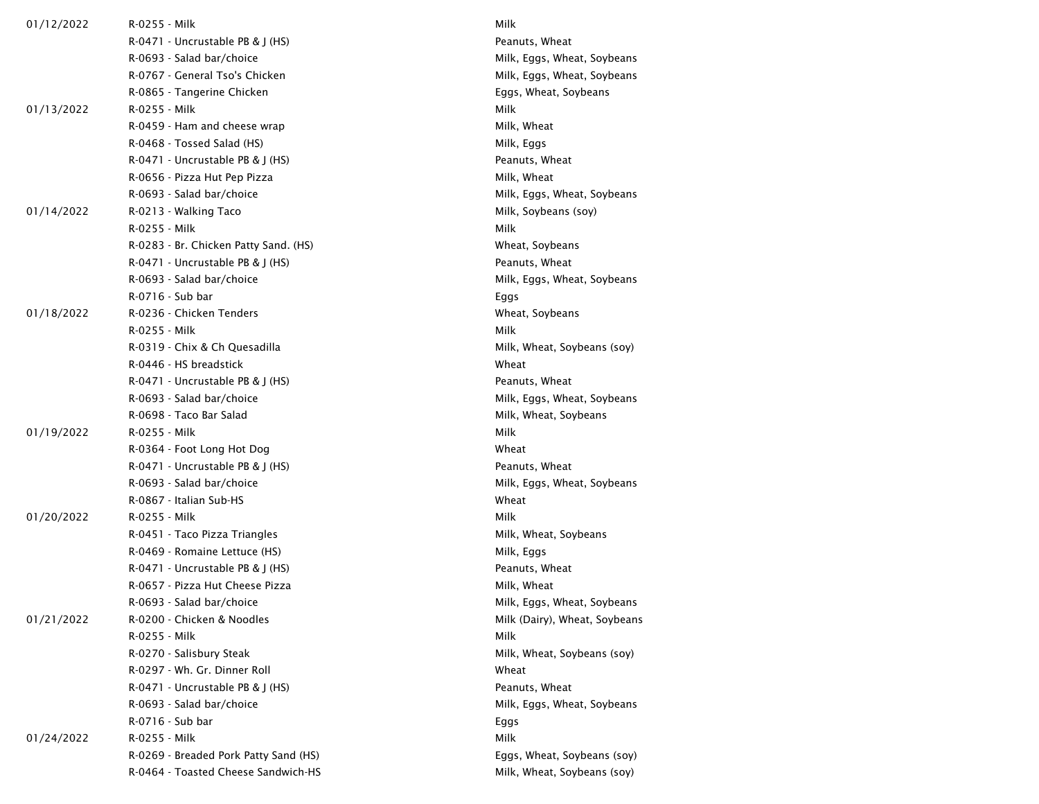| | | |
|---|---|---|
| 01/12/2022 | R-0255 - Milk | Milk |
| | R-0471 - Uncrustable PB & J (HS) | Peanuts, Wheat |
| | R-0693 - Salad bar/choice | Milk, Eggs, Wheat, Soybeans |
| | R-0767 - General Tso's Chicken | Milk, Eggs, Wheat, Soybeans |
| | R-0865 - Tangerine Chicken | Eggs, Wheat, Soybeans |
| 01/13/2022 | R-0255 - Milk | Milk |
| | R-0459 - Ham and cheese wrap | Milk, Wheat |
| | R-0468 - Tossed Salad (HS) | Milk, Eggs |
| | R-0471 - Uncrustable PB & J (HS) | Peanuts, Wheat |
| | R-0656 - Pizza Hut Pep Pizza | Milk, Wheat |
| | R-0693 - Salad bar/choice | Milk, Eggs, Wheat, Soybeans |
| 01/14/2022 | R-0213 - Walking Taco | Milk, Soybeans (soy) |
| | R-0255 - Milk | Milk |
| | R-0283 - Br. Chicken Patty Sand. (HS) | Wheat, Soybeans |
| | R-0471 - Uncrustable PB & J (HS) | Peanuts, Wheat |
| | R-0693 - Salad bar/choice | Milk, Eggs, Wheat, Soybeans |
| | R-0716 - Sub bar | Eggs |
| 01/18/2022 | R-0236 - Chicken Tenders | Wheat, Soybeans |
| | R-0255 - Milk | Milk |
| | R-0319 - Chix & Ch Quesadilla | Milk, Wheat, Soybeans (soy) |
| | R-0446 - HS breadstick | Wheat |
| | R-0471 - Uncrustable PB & J (HS) | Peanuts, Wheat |
| | R-0693 - Salad bar/choice | Milk, Eggs, Wheat, Soybeans |
| | R-0698 - Taco Bar Salad | Milk, Wheat, Soybeans |
| 01/19/2022 | R-0255 - Milk | Milk |
| | R-0364 - Foot Long Hot Dog | Wheat |
| | R-0471 - Uncrustable PB & J (HS) | Peanuts, Wheat |
| | R-0693 - Salad bar/choice | Milk, Eggs, Wheat, Soybeans |
| | R-0867 - Italian Sub-HS | Wheat |
| 01/20/2022 | R-0255 - Milk | Milk |
| | R-0451 - Taco Pizza Triangles | Milk, Wheat, Soybeans |
| | R-0469 - Romaine Lettuce (HS) | Milk, Eggs |
| | R-0471 - Uncrustable PB & J (HS) | Peanuts, Wheat |
| | R-0657 - Pizza Hut Cheese Pizza | Milk, Wheat |
| | R-0693 - Salad bar/choice | Milk, Eggs, Wheat, Soybeans |
| 01/21/2022 | R-0200 - Chicken & Noodles | Milk (Dairy), Wheat, Soybeans |
| | R-0255 - Milk | Milk |
| | R-0270 - Salisbury Steak | Milk, Wheat, Soybeans (soy) |
| | R-0297 - Wh. Gr. Dinner Roll | Wheat |
| | R-0471 - Uncrustable PB & J (HS) | Peanuts, Wheat |
| | R-0693 - Salad bar/choice | Milk, Eggs, Wheat, Soybeans |
| | R-0716 - Sub bar | Eggs |
| 01/24/2022 | R-0255 - Milk | Milk |
| | R-0269 - Breaded Pork Patty Sand (HS) | Eggs, Wheat, Soybeans (soy) |
| | R-0464 - Toasted Cheese Sandwich-HS | Milk, Wheat, Soybeans (soy) |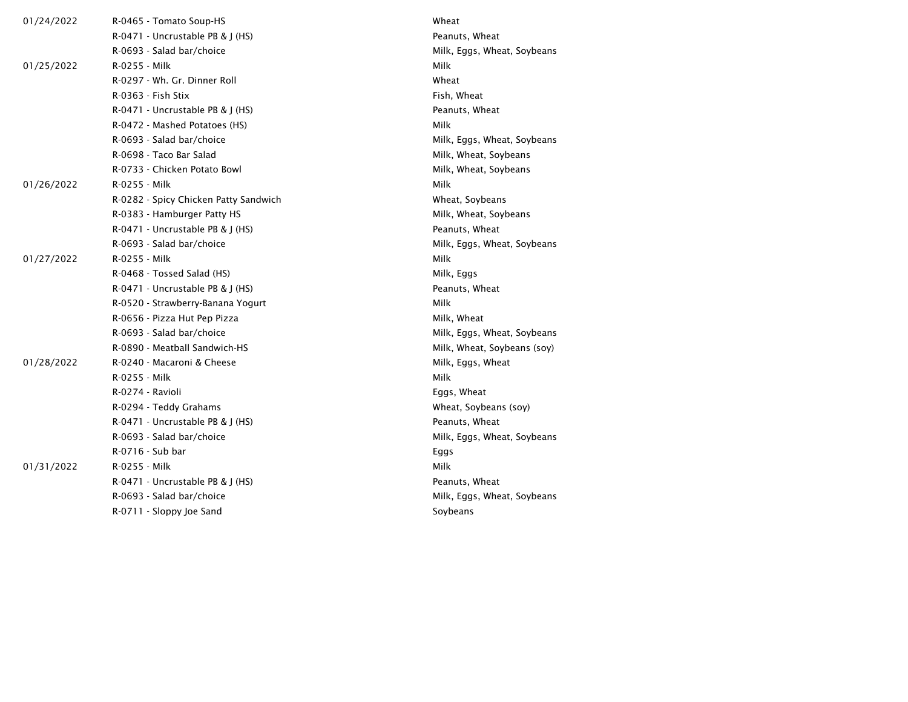| | | |
|---|---|---|
| 01/24/2022 | R-0465 - Tomato Soup-HS | Wheat |
| | R-0471 - Uncrustable PB & J (HS) | Peanuts, Wheat |
| | R-0693 - Salad bar/choice | Milk, Eggs, Wheat, Soybeans |
| 01/25/2022 | R-0255 - Milk | Milk |
| | R-0297 - Wh. Gr. Dinner Roll | Wheat |
| | R-0363 - Fish Stix | Fish, Wheat |
| | R-0471 - Uncrustable PB & J (HS) | Peanuts, Wheat |
| | R-0472 - Mashed Potatoes (HS) | Milk |
| | R-0693 - Salad bar/choice | Milk, Eggs, Wheat, Soybeans |
| | R-0698 - Taco Bar Salad | Milk, Wheat, Soybeans |
| | R-0733 - Chicken Potato Bowl | Milk, Wheat, Soybeans |
| 01/26/2022 | R-0255 - Milk | Milk |
| | R-0282 - Spicy Chicken Patty Sandwich | Wheat, Soybeans |
| | R-0383 - Hamburger Patty HS | Milk, Wheat, Soybeans |
| | R-0471 - Uncrustable PB & J (HS) | Peanuts, Wheat |
| | R-0693 - Salad bar/choice | Milk, Eggs, Wheat, Soybeans |
| 01/27/2022 | R-0255 - Milk | Milk |
| | R-0468 - Tossed Salad (HS) | Milk, Eggs |
| | R-0471 - Uncrustable PB & J (HS) | Peanuts, Wheat |
| | R-0520 - Strawberry-Banana Yogurt | Milk |
| | R-0656 - Pizza Hut Pep Pizza | Milk, Wheat |
| | R-0693 - Salad bar/choice | Milk, Eggs, Wheat, Soybeans |
| | R-0890 - Meatball Sandwich-HS | Milk, Wheat, Soybeans (soy) |
| 01/28/2022 | R-0240 - Macaroni & Cheese | Milk, Eggs, Wheat |
| | R-0255 - Milk | Milk |
| | R-0274 - Ravioli | Eggs, Wheat |
| | R-0294 - Teddy Grahams | Wheat, Soybeans (soy) |
| | R-0471 - Uncrustable PB & J (HS) | Peanuts, Wheat |
| | R-0693 - Salad bar/choice | Milk, Eggs, Wheat, Soybeans |
| | R-0716 - Sub bar | Eggs |
| 01/31/2022 | R-0255 - Milk | Milk |
| | R-0471 - Uncrustable PB & J (HS) | Peanuts, Wheat |
| | R-0693 - Salad bar/choice | Milk, Eggs, Wheat, Soybeans |
| | R-0711 - Sloppy Joe Sand | Soybeans |